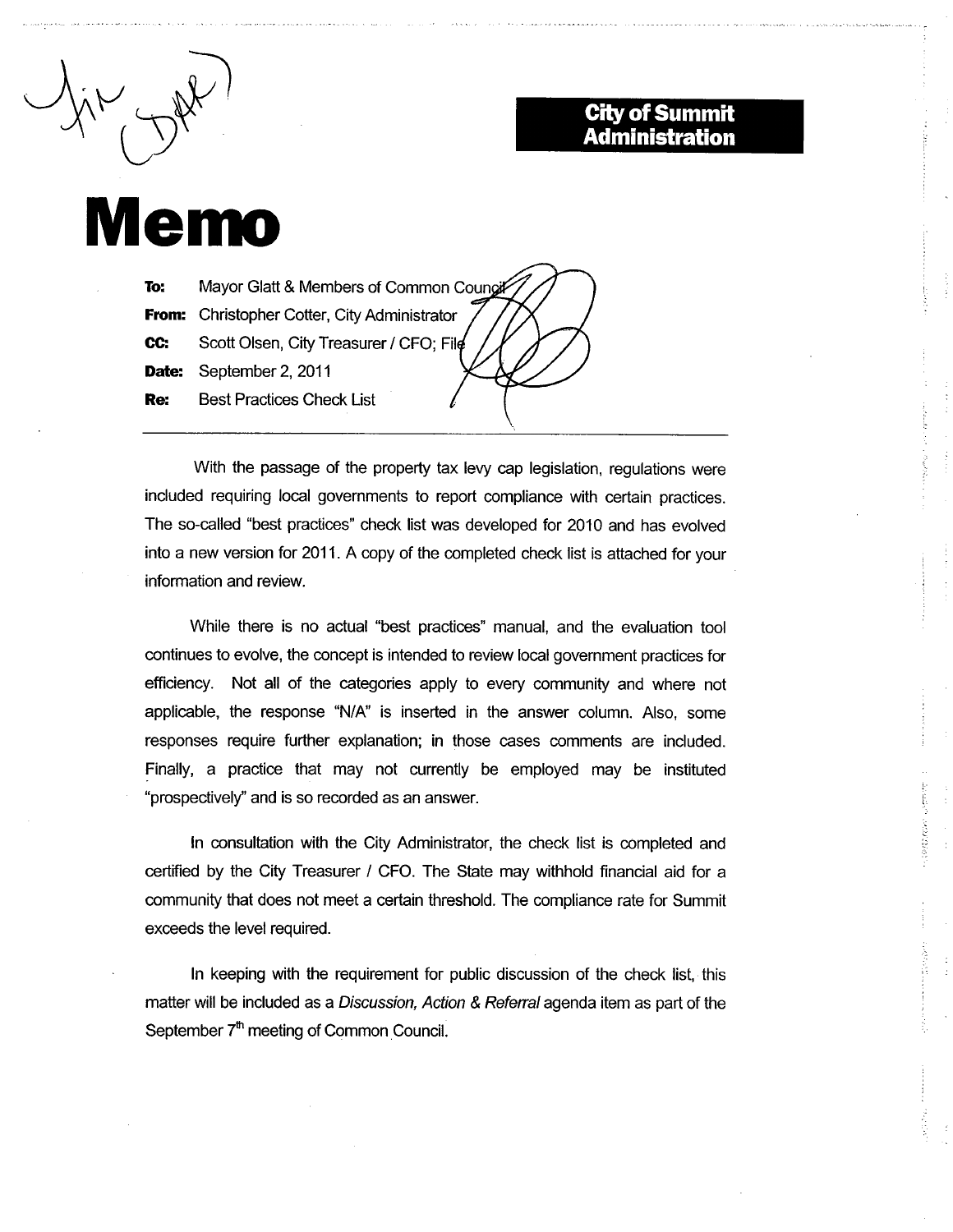**City of Summit Administration**

# Memo

**To:** Mayor Glatt & Members of Common Council

**From:** Christopher Cotter, City Administrator

**CC:** Scott Olsen, City Treasurer / CFO; File

**Date:** September 2, 2011

**Re:** Best Practices Check List

---

With the passage of the property tax levy cap legislation, regulations were included requiring local governments to report compliance with certain practices. The so-called "best practices" check list was developed for 2010 and has evolved into a new version for 2011. A copy of the completed check list is attached for your information and review.

While there is no actual "best practices" manual, and the evaluation tool continues to evolve, the concept is intended to review local government practices for efficiency. Not all of the categories apply to every community and where not applicable, the response "N/A" is inserted in the answer column. Also, some responses require further explanation; in those cases comments are included. Finally, a practice that may not currently be employed may be instituted "prospectively" and is so recorded as an answer.

In consultation with the City Administrator, the check list is completed and certified by the City Treasurer / CFO. The State may withhold financial aid for a community that does not meet a certain threshold. The compliance rate for Summit exceeds the level required.

In keeping with the requirement for public discussion of the check list, this matter will be included as a *Discussion, Action & Referral* agenda item as part of the September 7th meeting of Common Council.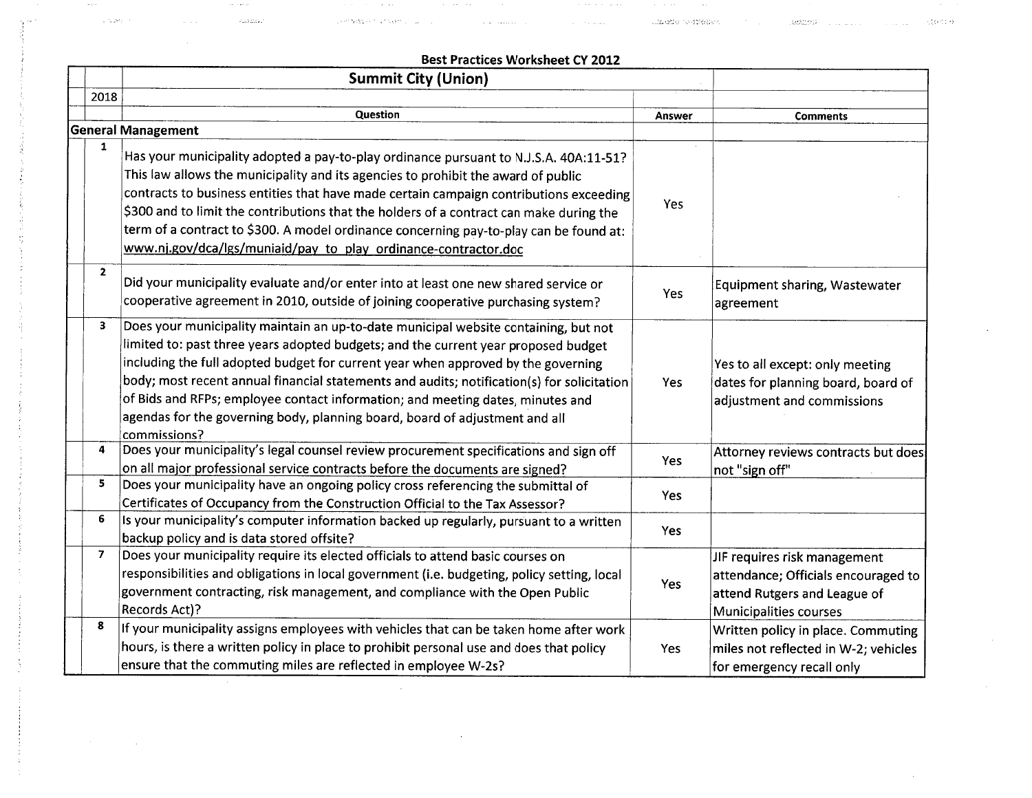**Best Practices Worksheet CY 2012**

| | | Summit City (Union) | | |
|---|---|---|---|---|
| | 2018 | | | |
| | | **Question** | **Answer** | **Comments** |
| **General Management** | | | | |
| | 1 | Has your municipality adopted a pay-to-play ordinance pursuant to N.J.S.A. 40A:11-51? This law allows the municipality and its agencies to prohibit the award of public contracts to business entities that have made certain campaign contributions exceeding $300 and to limit the contributions that the holders of a contract can make during the term of a contract to $300. A model ordinance concerning pay-to-play can be found at: www.nj.gov/dca/lgs/muniaid/pay_to_play_ordinance-contractor.doc | Yes | |
| | 2 | Did your municipality evaluate and/or enter into at least one new shared service or cooperative agreement in 2010, outside of joining cooperative purchasing system? | Yes | Equipment sharing, Wastewater agreement |
| | 3 | Does your municipality maintain an up-to-date municipal website containing, but not limited to: past three years adopted budgets; and the current year proposed budget including the full adopted budget for current year when approved by the governing body; most recent annual financial statements and audits; notification(s) for solicitation of Bids and RFPs; employee contact information; and meeting dates, minutes and agendas for the governing body, planning board, board of adjustment and all commissions? | Yes | Yes to all except: only meeting dates for planning board, board of adjustment and commissions |
| | 4 | Does your municipality's legal counsel review procurement specifications and sign off on all major professional service contracts before the documents are signed? | Yes | Attorney reviews contracts but does not "sign off" |
| | 5 | Does your municipality have an ongoing policy cross referencing the submittal of Certificates of Occupancy from the Construction Official to the Tax Assessor? | Yes | |
| | 6 | Is your municipality's computer information backed up regularly, pursuant to a written backup policy and is data stored offsite? | Yes | |
| | 7 | Does your municipality require its elected officials to attend basic courses on responsibilities and obligations in local government (i.e. budgeting, policy setting, local government contracting, risk management, and compliance with the Open Public Records Act)? | Yes | JIF requires risk management attendance; Officials encouraged to attend Rutgers and League of Municipalities courses |
| | 8 | If your municipality assigns employees with vehicles that can be taken home after work hours, is there a written policy in place to prohibit personal use and does that policy ensure that the commuting miles are reflected in employee W-2s? | Yes | Written policy in place. Commuting miles not reflected in W-2; vehicles for emergency recall only |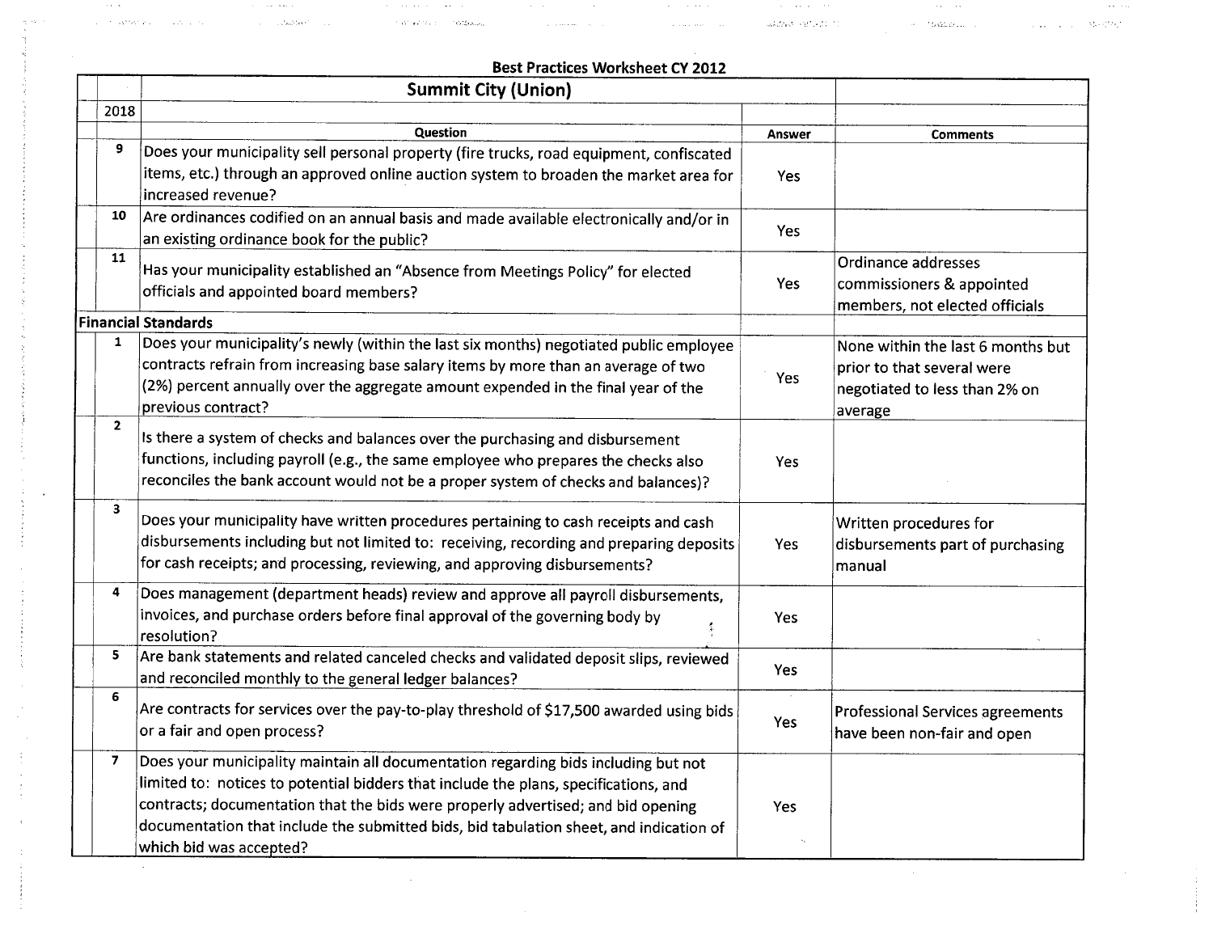## Best Practices Worksheet CY 2012

| | Summit City (Union) | | |
|---|---|---|---|
| 2018 | | | |
| | **Question** | **Answer** | **Comments** |
| 9 | Does your municipality sell personal property (fire trucks, road equipment, confiscated items, etc.) through an approved online auction system to broaden the market area for increased revenue? | Yes | |
| 10 | Are ordinances codified on an annual basis and made available electronically and/or in an existing ordinance book for the public? | Yes | |
| 11 | Has your municipality established an "Absence from Meetings Policy" for elected officials and appointed board members? | Yes | Ordinance addresses commissioners & appointed members, not elected officials |
| **Financial Standards** | | | |
| 1 | Does your municipality's newly (within the last six months) negotiated public employee contracts refrain from increasing base salary items by more than an average of two (2%) percent annually over the aggregate amount expended in the final year of the previous contract? | Yes | None within the last 6 months but prior to that several were negotiated to less than 2% on average |
| 2 | Is there a system of checks and balances over the purchasing and disbursement functions, including payroll (e.g., the same employee who prepares the checks also reconciles the bank account would not be a proper system of checks and balances)? | Yes | |
| 3 | Does your municipality have written procedures pertaining to cash receipts and cash disbursements including but not limited to: receiving, recording and preparing deposits for cash receipts; and processing, reviewing, and approving disbursements? | Yes | Written procedures for disbursements part of purchasing manual |
| 4 | Does management (department heads) review and approve all payroll disbursements, invoices, and purchase orders before final approval of the governing body by resolution? | Yes | |
| 5 | Are bank statements and related canceled checks and validated deposit slips, reviewed and reconciled monthly to the general ledger balances? | Yes | |
| 6 | Are contracts for services over the pay-to-play threshold of $17,500 awarded using bids or a fair and open process? | Yes | Professional Services agreements have been non-fair and open |
| 7 | Does your municipality maintain all documentation regarding bids including but not limited to: notices to potential bidders that include the plans, specifications, and contracts; documentation that the bids were properly advertised; and bid opening documentation that include the submitted bids, bid tabulation sheet, and indication of which bid was accepted? | Yes | |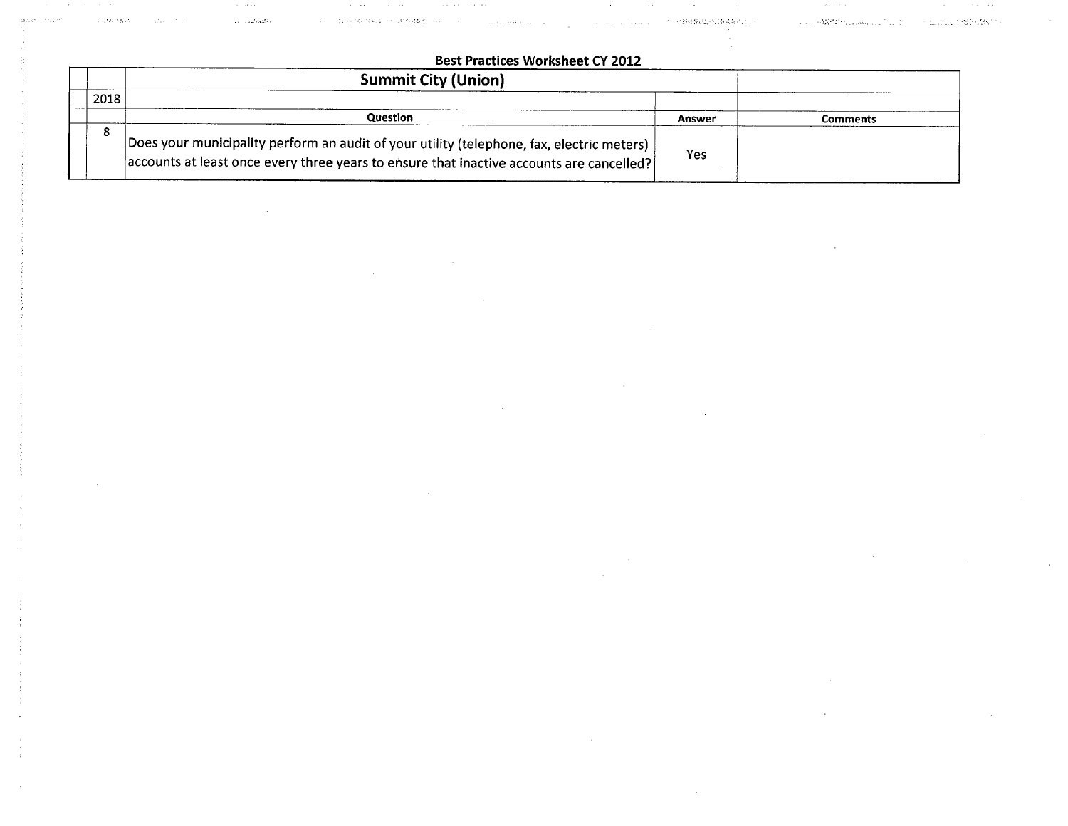**Best Practices Worksheet CY 2012**

| | | Summit City (Union) | | |
|---|---|---|---|---|
| | 2018 | | | |
| | | Question | Answer | Comments |
| | 8 | Does your municipality perform an audit of your utility (telephone, fax, electric meters) accounts at least once every three years to ensure that inactive accounts are cancelled? | Yes | |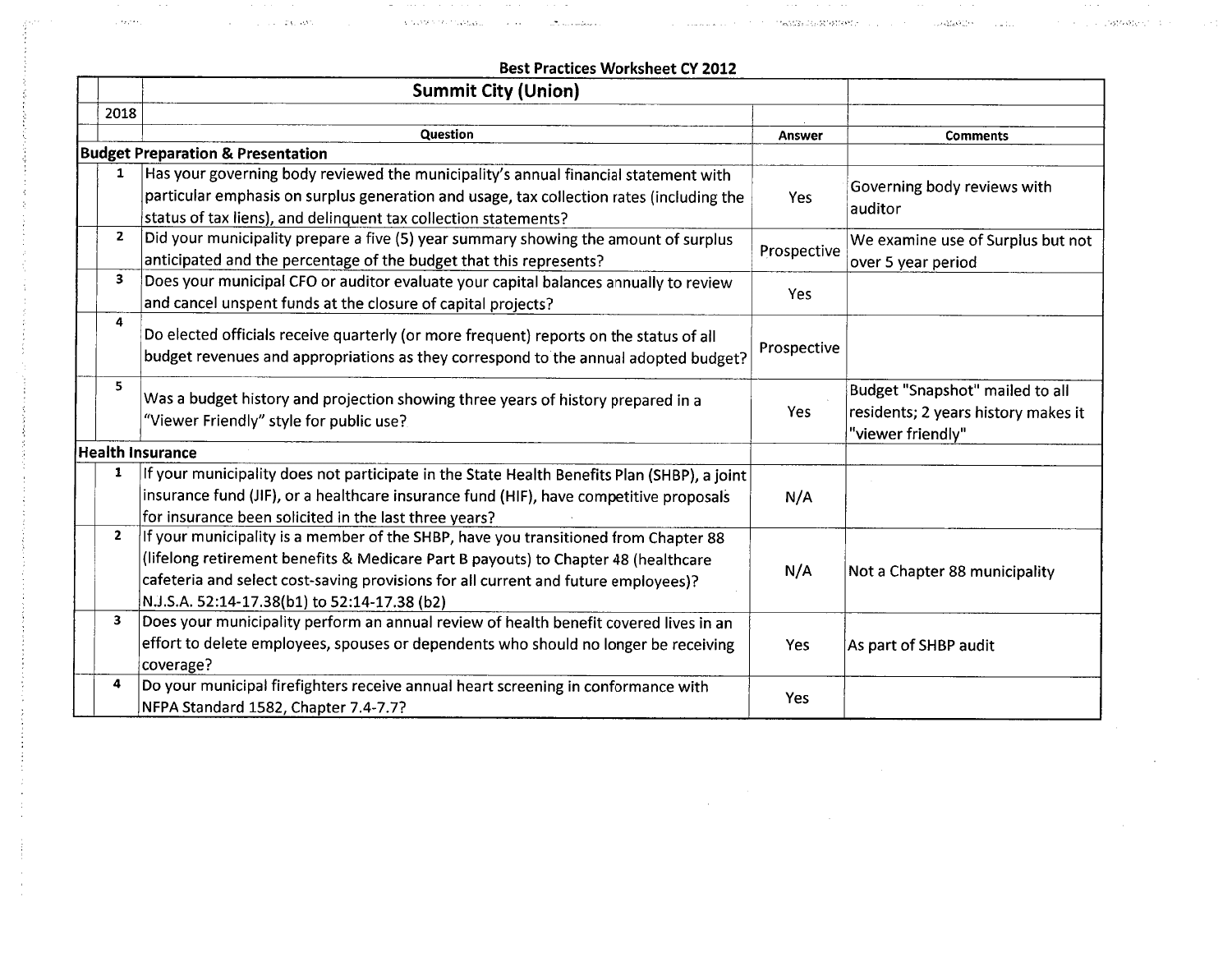**Best Practices Worksheet CY 2012**

| | | Summit City (Union) | | |
|---|---|---|---|---|
| | 2018 | | | |
| | | **Question** | **Answer** | **Comments** |
| **Budget Preparation & Presentation** | | | | |
| | 1 | Has your governing body reviewed the municipality's annual financial statement with particular emphasis on surplus generation and usage, tax collection rates (including the status of tax liens), and delinquent tax collection statements? | Yes | Governing body reviews with auditor |
| | 2 | Did your municipality prepare a five (5) year summary showing the amount of surplus anticipated and the percentage of the budget that this represents? | Prospective | We examine use of Surplus but not over 5 year period |
| | 3 | Does your municipal CFO or auditor evaluate your capital balances annually to review and cancel unspent funds at the closure of capital projects? | Yes | |
| | 4 | Do elected officials receive quarterly (or more frequent) reports on the status of all budget revenues and appropriations as they correspond to the annual adopted budget? | Prospective | |
| | 5 | Was a budget history and projection showing three years of history prepared in a "Viewer Friendly" style for public use? | Yes | Budget "Snapshot" mailed to all residents; 2 years history makes it "viewer friendly" |
| **Health Insurance** | | | | |
| | 1 | If your municipality does not participate in the State Health Benefits Plan (SHBP), a joint insurance fund (JIF), or a healthcare insurance fund (HIF), have competitive proposals for insurance been solicited in the last three years? | N/A | |
| | 2 | If your municipality is a member of the SHBP, have you transitioned from Chapter 88 (lifelong retirement benefits & Medicare Part B payouts) to Chapter 48 (healthcare cafeteria and select cost-saving provisions for all current and future employees)? N.J.S.A. 52:14-17.38(b1) to 52:14-17.38 (b2) | N/A | Not a Chapter 88 municipality |
| | 3 | Does your municipality perform an annual review of health benefit covered lives in an effort to delete employees, spouses or dependents who should no longer be receiving coverage? | Yes | As part of SHBP audit |
| | 4 | Do your municipal firefighters receive annual heart screening in conformance with NFPA Standard 1582, Chapter 7.4-7.7? | Yes | |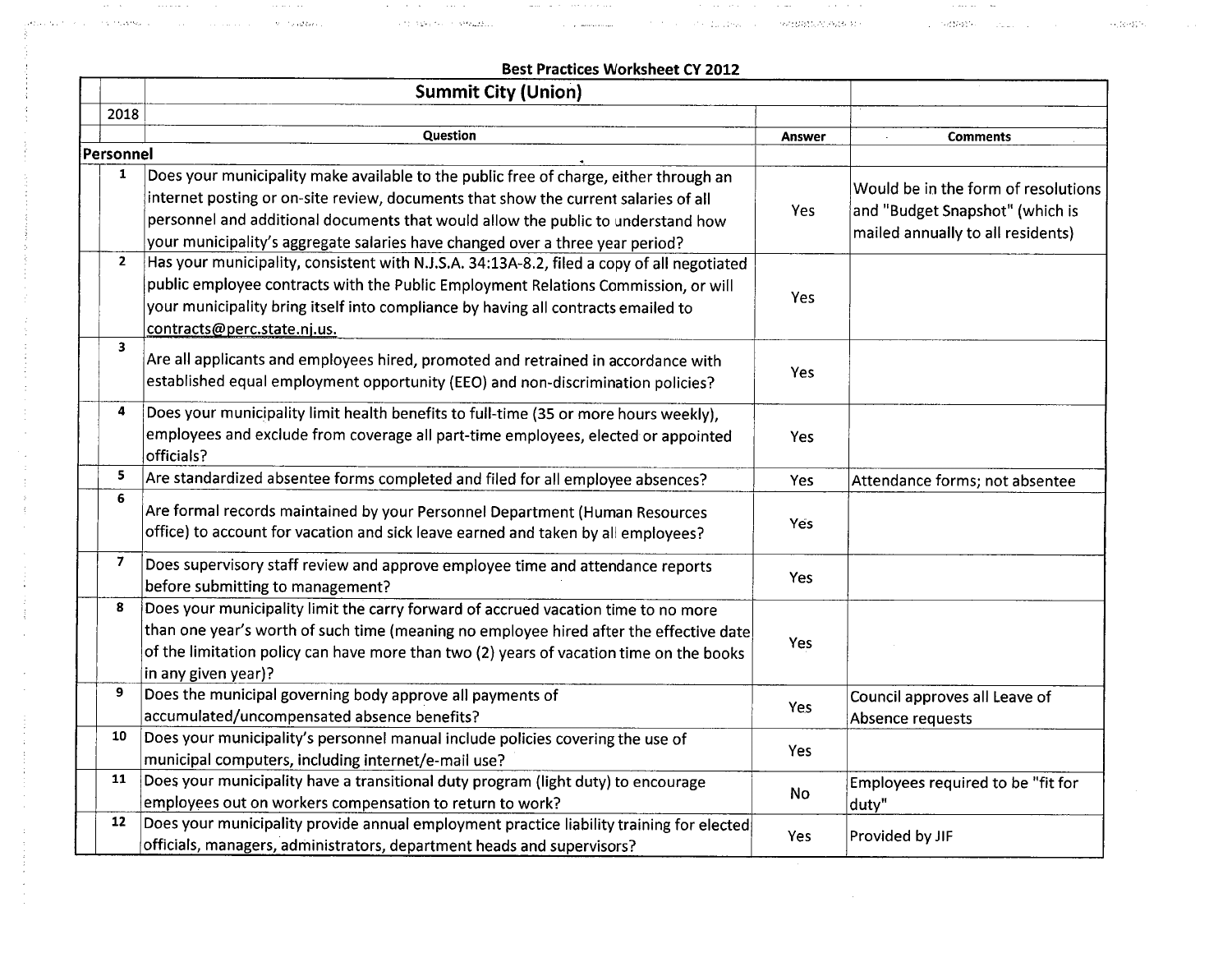## Best Practices Worksheet CY 2012

| | | Summit City (Union) | | |
|---|---|---|---|---|
| | 2018 | | | |
| | | Question | Answer | Comments |
| **Personnel** | | | | |
| | 1 | Does your municipality make available to the public free of charge, either through an internet posting or on-site review, documents that show the current salaries of all personnel and additional documents that would allow the public to understand how your municipality's aggregate salaries have changed over a three year period? | Yes | Would be in the form of resolutions and "Budget Snapshot" (which is mailed annually to all residents) |
| | 2 | Has your municipality, consistent with N.J.S.A. 34:13A-8.2, filed a copy of all negotiated public employee contracts with the Public Employment Relations Commission, or will your municipality bring itself into compliance by having all contracts emailed to contracts@perc.state.nj.us. | Yes | |
| | 3 | Are all applicants and employees hired, promoted and retrained in accordance with established equal employment opportunity (EEO) and non-discrimination policies? | Yes | |
| | 4 | Does your municipality limit health benefits to full-time (35 or more hours weekly), employees and exclude from coverage all part-time employees, elected or appointed officials? | Yes | |
| | 5 | Are standardized absentee forms completed and filed for all employee absences? | Yes | Attendance forms; not absentee |
| | 6 | Are formal records maintained by your Personnel Department (Human Resources office) to account for vacation and sick leave earned and taken by all employees? | Yes | |
| | 7 | Does supervisory staff review and approve employee time and attendance reports before submitting to management? | Yes | |
| | 8 | Does your municipality limit the carry forward of accrued vacation time to no more than one year's worth of such time (meaning no employee hired after the effective date of the limitation policy can have more than two (2) years of vacation time on the books in any given year)? | Yes | |
| | 9 | Does the municipal governing body approve all payments of accumulated/uncompensated absence benefits? | Yes | Council approves all Leave of Absence requests |
| | 10 | Does your municipality's personnel manual include policies covering the use of municipal computers, including internet/e-mail use? | Yes | |
| | 11 | Does your municipality have a transitional duty program (light duty) to encourage employees out on workers compensation to return to work? | No | Employees required to be "fit for duty" |
| | 12 | Does your municipality provide annual employment practice liability training for elected officials, managers, administrators, department heads and supervisors? | Yes | Provided by JIF |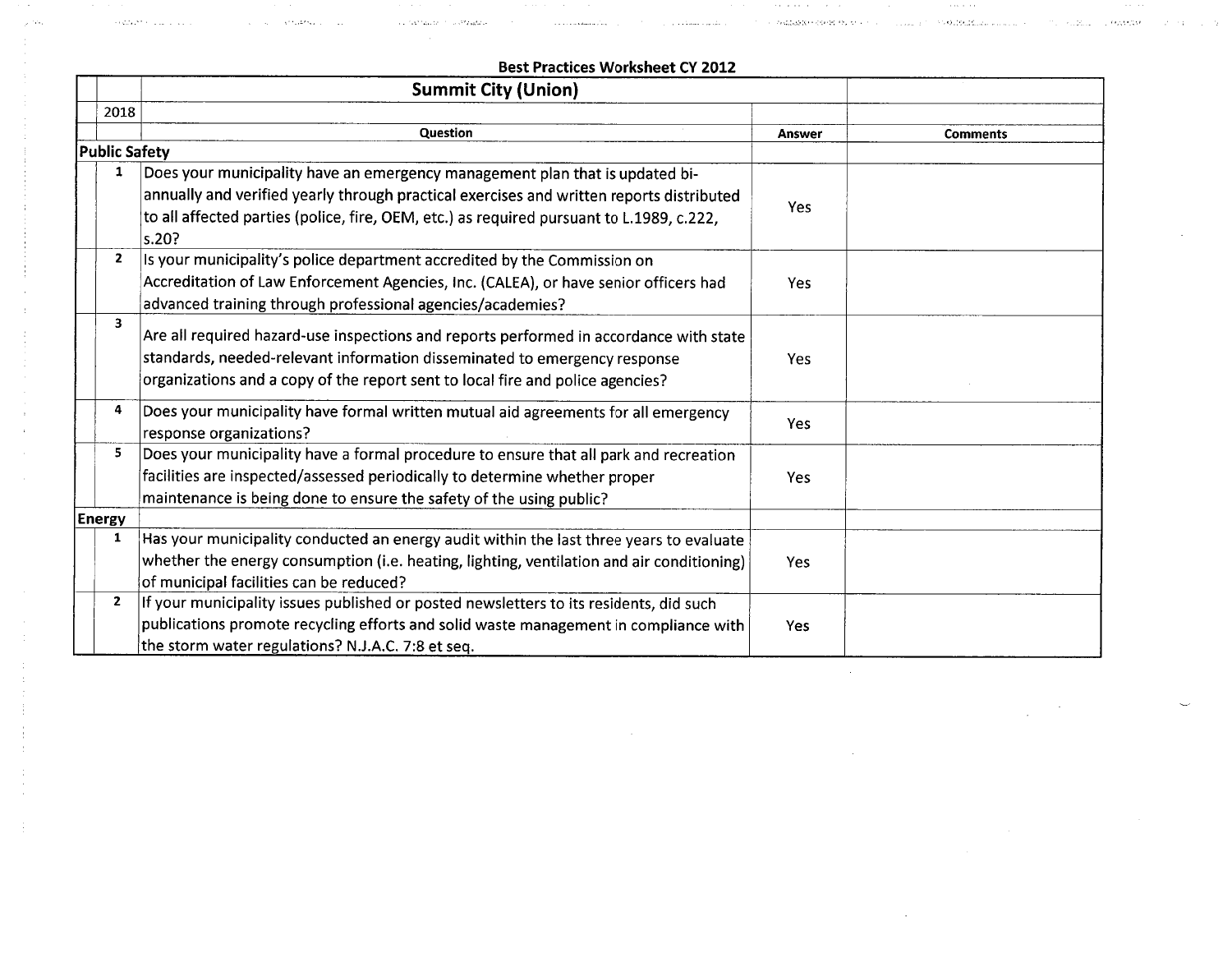**Best Practices Worksheet CY 2012**

| | | Summit City (Union) | | |
|---|---|---|---|---|
| | 2018 | | | |
| | | **Question** | **Answer** | **Comments** |
| **Public Safety** | | | | |
| | 1 | Does your municipality have an emergency management plan that is updated bi-annually and verified yearly through practical exercises and written reports distributed to all affected parties (police, fire, OEM, etc.) as required pursuant to L.1989, c.222, s.20? | Yes | |
| | 2 | Is your municipality's police department accredited by the Commission on Accreditation of Law Enforcement Agencies, Inc. (CALEA), or have senior officers had advanced training through professional agencies/academies? | Yes | |
| | 3 | Are all required hazard-use inspections and reports performed in accordance with state standards, needed-relevant information disseminated to emergency response organizations and a copy of the report sent to local fire and police agencies? | Yes | |
| | 4 | Does your municipality have formal written mutual aid agreements for all emergency response organizations? | Yes | |
| | 5 | Does your municipality have a formal procedure to ensure that all park and recreation facilities are inspected/assessed periodically to determine whether proper maintenance is being done to ensure the safety of the using public? | Yes | |
| **Energy** | | | | |
| | 1 | Has your municipality conducted an energy audit within the last three years to evaluate whether the energy consumption (i.e. heating, lighting, ventilation and air conditioning) of municipal facilities can be reduced? | Yes | |
| | 2 | If your municipality issues published or posted newsletters to its residents, did such publications promote recycling efforts and solid waste management in compliance with the storm water regulations? N.J.A.C. 7:8 et seq. | Yes | |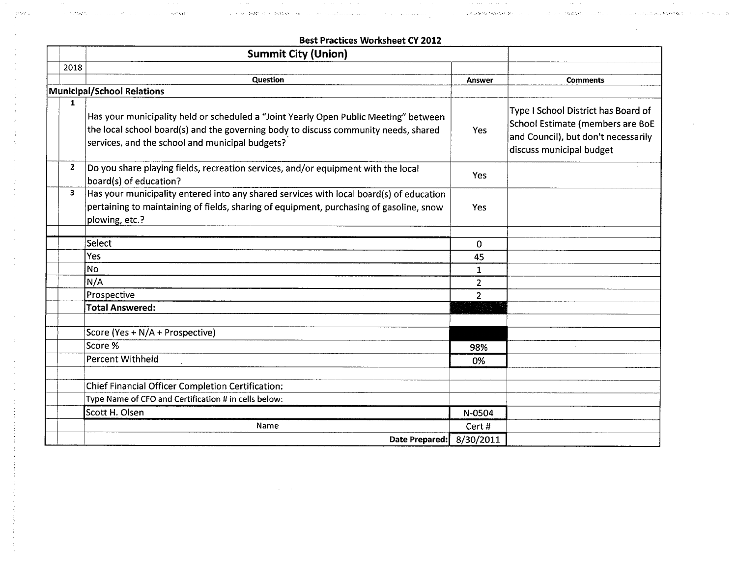## Best Practices Worksheet CY 2012

| | | | | |
|---|---|---|---|---|
| | | **Summit City (Union)** | | |
| | 2018 | | | |
| | | **Question** | **Answer** | **Comments** |
| **Municipal/School Relations** | | | | |
| | 1 | Has your municipality held or scheduled a "Joint Yearly Open Public Meeting" between the local school board(s) and the governing body to discuss community needs, shared services, and the school and municipal budgets? | Yes | Type I School District has Board of School Estimate (members are BoE and Council), but don't necessarily discuss municipal budget |
| | 2 | Do you share playing fields, recreation services, and/or equipment with the local board(s) of education? | Yes | |
| | 3 | Has your municipality entered into any shared services with local board(s) of education pertaining to maintaining of fields, sharing of equipment, purchasing of gasoline, snow plowing, etc.? | Yes | |
| | | | | |
| | | Select | 0 | |
| | | Yes | 45 | |
| | | No | 1 | |
| | | N/A | 2 | |
| | | Prospective | 2 | |
| | | **Total Answered:** | | |
| | | | | |
| | | Score (Yes + N/A + Prospective) | | |
| | | Score % | 98% | |
| | | Percent Withheld | 0% | |
| | | | | |
| | | Chief Financial Officer Completion Certification: | | |
| | | Type Name of CFO and Certification # in cells below: | | |
| | | Scott H. Olsen | N-0504 | |
| | | Name | Cert # | |
| | | **Date Prepared:** | 8/30/2011 | |